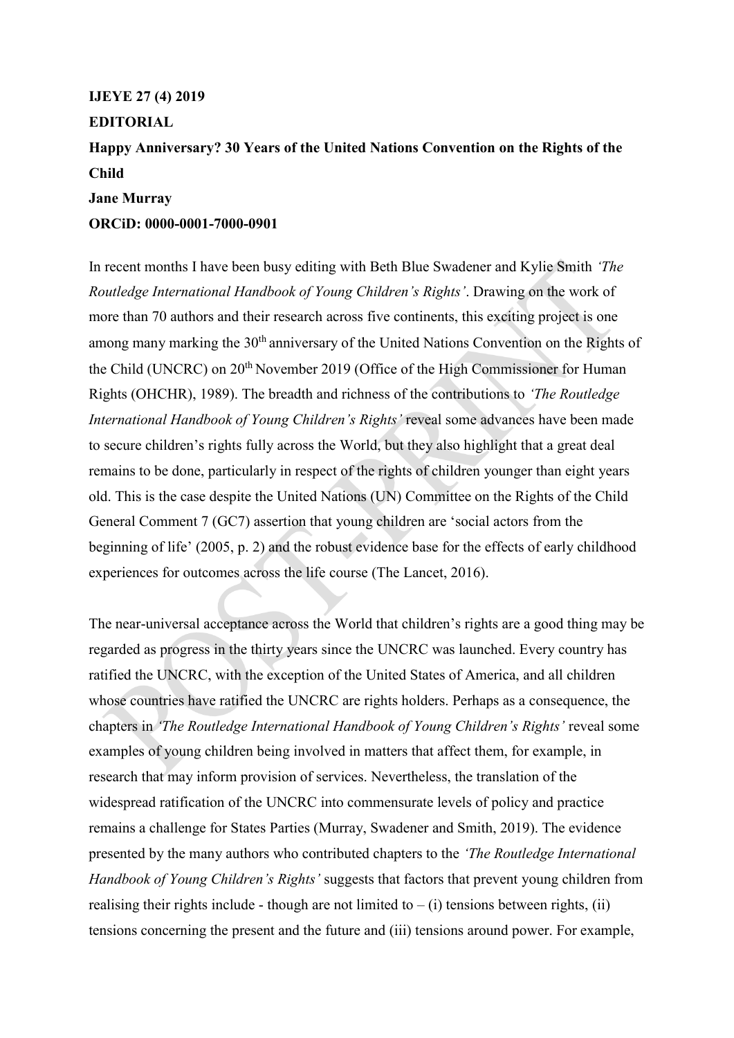**IJEYE 27 (4) 2019**

**EDITORIAL**

**Happy Anniversary? 30 Years of the United Nations Convention on the Rights of the Child**

**Jane Murray**

**ORCiD: 0000-0001-7000-0901**

In recent months I have been busy editing with Beth Blue Swadener and Kylie Smith *'The Routledge International Handbook of Young Children's Rights'*. Drawing on the work of more than 70 authors and their research across five continents, this exciting project is one among many marking the 30th anniversary of the United Nations Convention on the Rights of the Child (UNCRC) on 20th November 2019 (Office of the High Commissioner for Human Rights (OHCHR), 1989). The breadth and richness of the contributions to *'The Routledge International Handbook of Young Children's Rights'* reveal some advances have been made to secure children's rights fully across the World, but they also highlight that a great deal remains to be done, particularly in respect of the rights of children younger than eight years old. This is the case despite the United Nations (UN) Committee on the Rights of the Child General Comment 7 (GC7) assertion that young children are 'social actors from the beginning of life' (2005, p. 2) and the robust evidence base for the effects of early childhood experiences for outcomes across the life course (The Lancet, 2016).

The near-universal acceptance across the World that children's rights are a good thing may be regarded as progress in the thirty years since the UNCRC was launched. Every country has ratified the UNCRC, with the exception of the United States of America, and all children whose countries have ratified the UNCRC are rights holders. Perhaps as a consequence, the chapters in *'The Routledge International Handbook of Young Children's Rights'* reveal some examples of young children being involved in matters that affect them, for example, in research that may inform provision of services. Nevertheless, the translation of the widespread ratification of the UNCRC into commensurate levels of policy and practice remains a challenge for States Parties (Murray, Swadener and Smith, 2019). The evidence presented by the many authors who contributed chapters to the *'The Routledge International Handbook of Young Children's Rights'* suggests that factors that prevent young children from realising their rights include - though are not limited to – (i) tensions between rights, (ii) tensions concerning the present and the future and (iii) tensions around power. For example,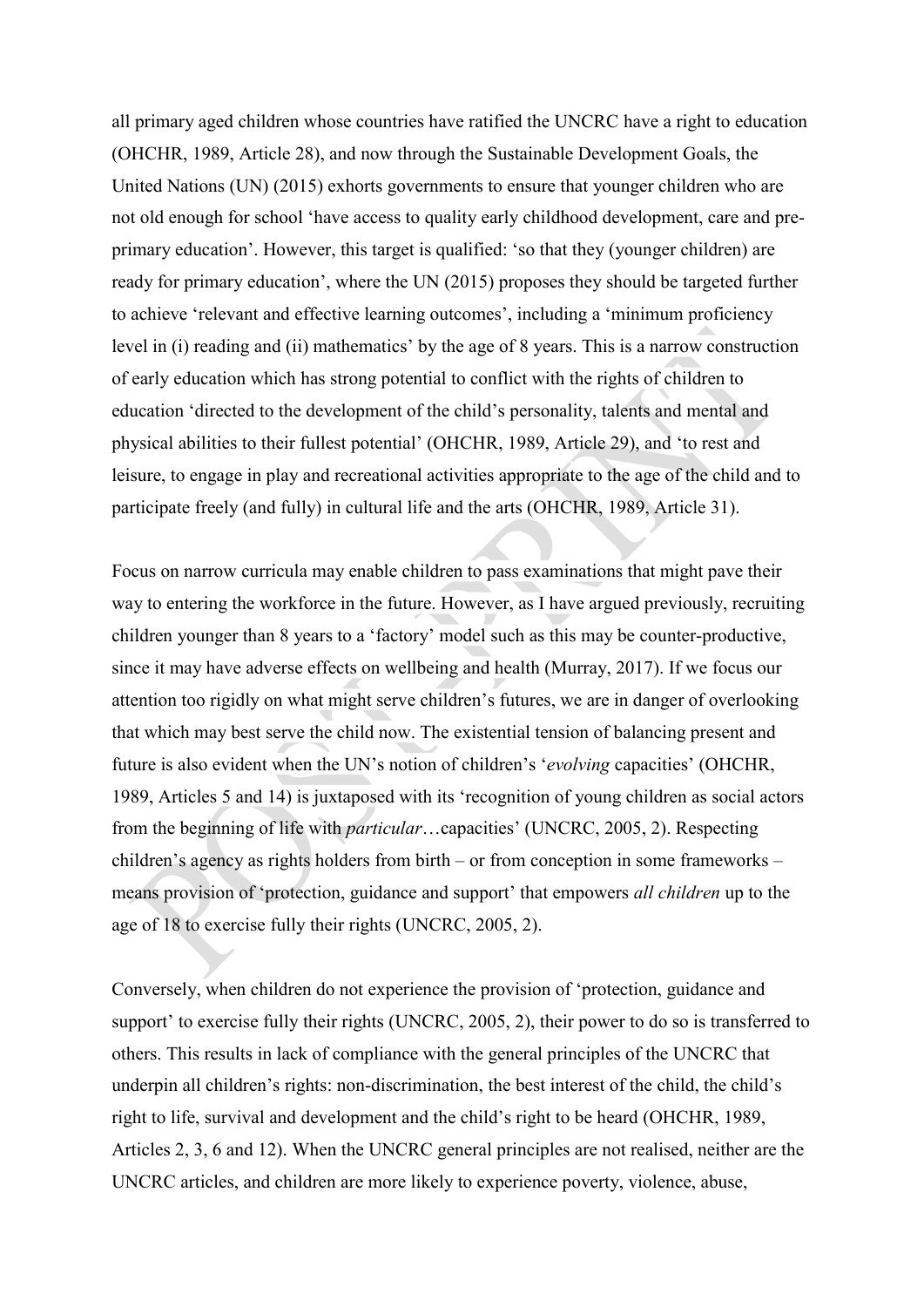all primary aged children whose countries have ratified the UNCRC have a right to education (OHCHR, 1989, Article 28), and now through the Sustainable Development Goals, the United Nations (UN) (2015) exhorts governments to ensure that younger children who are not old enough for school 'have access to quality early childhood development, care and pre-primary education'. However, this target is qualified: 'so that they (younger children) are ready for primary education', where the UN (2015) proposes they should be targeted further to achieve 'relevant and effective learning outcomes', including a 'minimum proficiency level in (i) reading and (ii) mathematics' by the age of 8 years. This is a narrow construction of early education which has strong potential to conflict with the rights of children to education 'directed to the development of the child's personality, talents and mental and physical abilities to their fullest potential' (OHCHR, 1989, Article 29), and 'to rest and leisure, to engage in play and recreational activities appropriate to the age of the child and to participate freely (and fully) in cultural life and the arts (OHCHR, 1989, Article 31).

Focus on narrow curricula may enable children to pass examinations that might pave their way to entering the workforce in the future. However, as I have argued previously, recruiting children younger than 8 years to a 'factory' model such as this may be counter-productive, since it may have adverse effects on wellbeing and health (Murray, 2017). If we focus our attention too rigidly on what might serve children's futures, we are in danger of overlooking that which may best serve the child now. The existential tension of balancing present and future is also evident when the UN's notion of children's '*evolving* capacities' (OHCHR, 1989, Articles 5 and 14) is juxtaposed with its 'recognition of young children as social actors from the beginning of life with *particular*…capacities' (UNCRC, 2005, 2). Respecting children's agency as rights holders from birth – or from conception in some frameworks – means provision of 'protection, guidance and support' that empowers *all children* up to the age of 18 to exercise fully their rights (UNCRC, 2005, 2).

Conversely, when children do not experience the provision of 'protection, guidance and support' to exercise fully their rights (UNCRC, 2005, 2), their power to do so is transferred to others. This results in lack of compliance with the general principles of the UNCRC that underpin all children's rights: non-discrimination, the best interest of the child, the child's right to life, survival and development and the child's right to be heard (OHCHR, 1989, Articles 2, 3, 6 and 12). When the UNCRC general principles are not realised, neither are the UNCRC articles, and children are more likely to experience poverty, violence, abuse,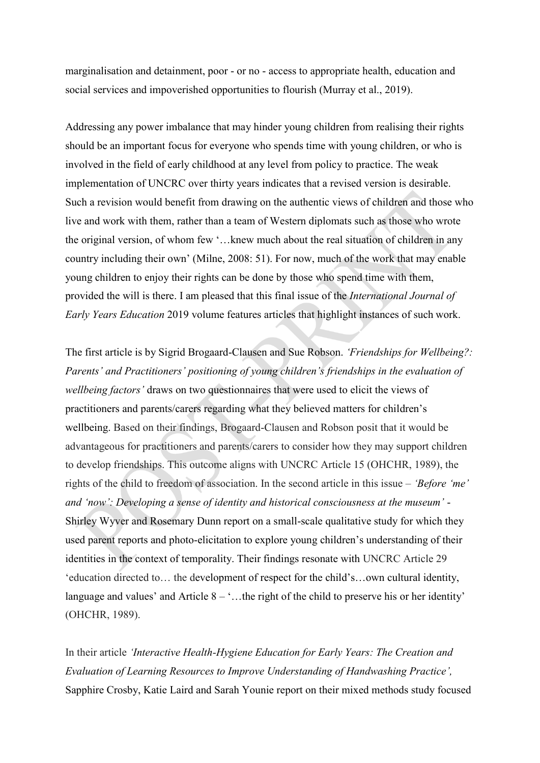marginalisation and detainment, poor - or no - access to appropriate health, education and social services and impoverished opportunities to flourish (Murray et al., 2019).

Addressing any power imbalance that may hinder young children from realising their rights should be an important focus for everyone who spends time with young children, or who is involved in the field of early childhood at any level from policy to practice. The weak implementation of UNCRC over thirty years indicates that a revised version is desirable. Such a revision would benefit from drawing on the authentic views of children and those who live and work with them, rather than a team of Western diplomats such as those who wrote the original version, of whom few '…knew much about the real situation of children in any country including their own' (Milne, 2008: 51). For now, much of the work that may enable young children to enjoy their rights can be done by those who spend time with them, provided the will is there. I am pleased that this final issue of the *International Journal of Early Years Education* 2019 volume features articles that highlight instances of such work.

The first article is by Sigrid Brogaard-Clausen and Sue Robson. *'Friendships for Wellbeing?: Parents' and Practitioners' positioning of young children's friendships in the evaluation of wellbeing factors'* draws on two questionnaires that were used to elicit the views of practitioners and parents/carers regarding what they believed matters for children's wellbeing. Based on their findings, Brogaard-Clausen and Robson posit that it would be advantageous for practitioners and parents/carers to consider how they may support children to develop friendships. This outcome aligns with UNCRC Article 15 (OHCHR, 1989), the rights of the child to freedom of association. In the second article in this issue – *'Before 'me' and 'now': Developing a sense of identity and historical consciousness at the museum'* - Shirley Wyver and Rosemary Dunn report on a small-scale qualitative study for which they used parent reports and photo-elicitation to explore young children's understanding of their identities in the context of temporality. Their findings resonate with UNCRC Article 29 'education directed to… the development of respect for the child's…own cultural identity, language and values' and Article 8 – '…the right of the child to preserve his or her identity' (OHCHR, 1989).

In their article *'Interactive Health-Hygiene Education for Early Years: The Creation and Evaluation of Learning Resources to Improve Understanding of Handwashing Practice',* Sapphire Crosby, Katie Laird and Sarah Younie report on their mixed methods study focused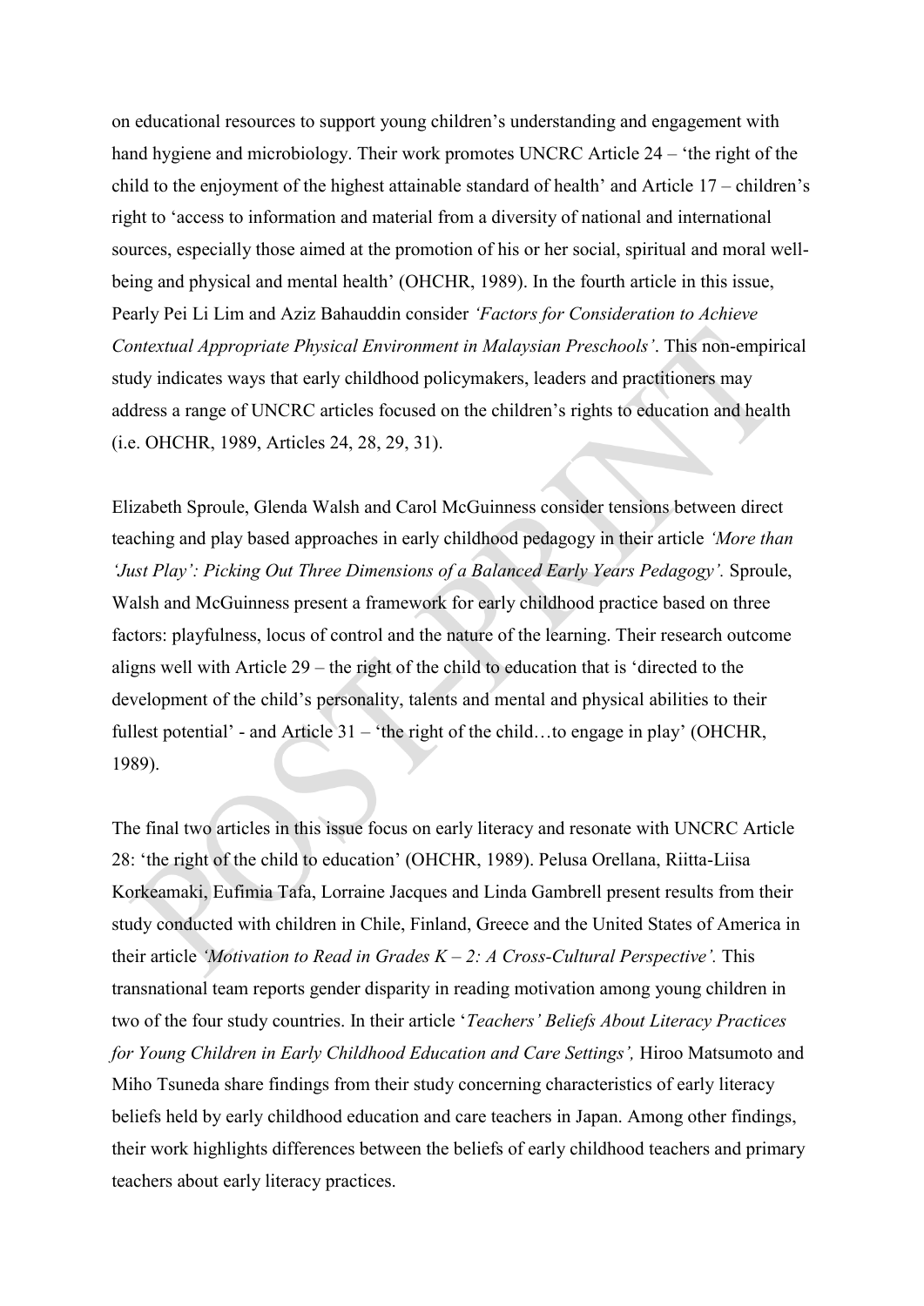on educational resources to support young children's understanding and engagement with hand hygiene and microbiology. Their work promotes UNCRC Article 24 – 'the right of the child to the enjoyment of the highest attainable standard of health' and Article 17 – children's right to 'access to information and material from a diversity of national and international sources, especially those aimed at the promotion of his or her social, spiritual and moral well-being and physical and mental health' (OHCHR, 1989). In the fourth article in this issue, Pearly Pei Li Lim and Aziz Bahauddin consider *'Factors for Consideration to Achieve Contextual Appropriate Physical Environment in Malaysian Preschools'*. This non-empirical study indicates ways that early childhood policymakers, leaders and practitioners may address a range of UNCRC articles focused on the children's rights to education and health (i.e. OHCHR, 1989, Articles 24, 28, 29, 31).

Elizabeth Sproule, Glenda Walsh and Carol McGuinness consider tensions between direct teaching and play based approaches in early childhood pedagogy in their article *'More than 'Just Play': Picking Out Three Dimensions of a Balanced Early Years Pedagogy'.* Sproule, Walsh and McGuinness present a framework for early childhood practice based on three factors: playfulness, locus of control and the nature of the learning. Their research outcome aligns well with Article 29 – the right of the child to education that is 'directed to the development of the child's personality, talents and mental and physical abilities to their fullest potential' - and Article 31 – 'the right of the child…to engage in play' (OHCHR, 1989).

The final two articles in this issue focus on early literacy and resonate with UNCRC Article 28: 'the right of the child to education' (OHCHR, 1989). Pelusa Orellana, Riitta-Liisa Korkeamaki, Eufimia Tafa, Lorraine Jacques and Linda Gambrell present results from their study conducted with children in Chile, Finland, Greece and the United States of America in their article *'Motivation to Read in Grades K – 2: A Cross-Cultural Perspective'.* This transnational team reports gender disparity in reading motivation among young children in two of the four study countries. In their article '*Teachers' Beliefs About Literacy Practices for Young Children in Early Childhood Education and Care Settings',* Hiroo Matsumoto and Miho Tsuneda share findings from their study concerning characteristics of early literacy beliefs held by early childhood education and care teachers in Japan. Among other findings, their work highlights differences between the beliefs of early childhood teachers and primary teachers about early literacy practices.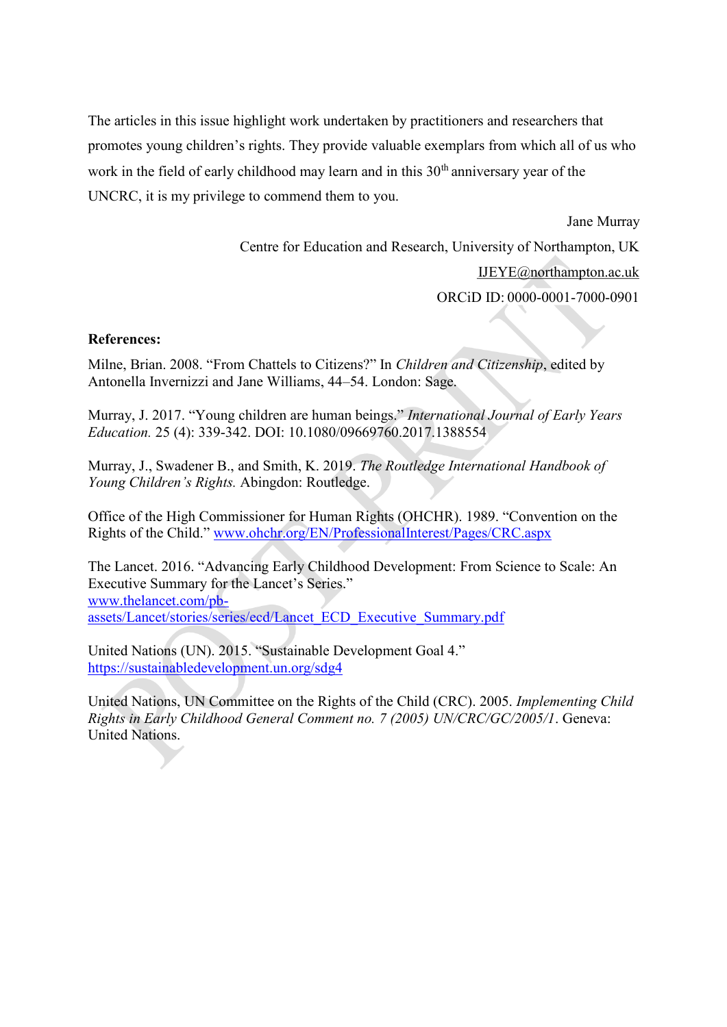The articles in this issue highlight work undertaken by practitioners and researchers that promotes young children's rights. They provide valuable exemplars from which all of us who work in the field of early childhood may learn and in this 30th anniversary year of the UNCRC, it is my privilege to commend them to you.

Jane Murray

Centre for Education and Research, University of Northampton, UK

IJEYE@northampton.ac.uk

ORCiD ID: 0000-0001-7000-0901

**References:**

Milne, Brian. 2008. "From Chattels to Citizens?" In *Children and Citizenship*, edited by Antonella Invernizzi and Jane Williams, 44–54. London: Sage.

Murray, J. 2017. "Young children are human beings." *International Journal of Early Years Education.* 25 (4): 339-342. DOI: 10.1080/09669760.2017.1388554

Murray, J., Swadener B., and Smith, K. 2019. *The Routledge International Handbook of Young Children's Rights.* Abingdon: Routledge.

Office of the High Commissioner for Human Rights (OHCHR). 1989. "Convention on the Rights of the Child." www.ohchr.org/EN/ProfessionalInterest/Pages/CRC.aspx

The Lancet. 2016. "Advancing Early Childhood Development: From Science to Scale: An Executive Summary for the Lancet's Series." www.thelancet.com/pb-assets/Lancet/stories/series/ecd/Lancet_ECD_Executive_Summary.pdf

United Nations (UN). 2015. "Sustainable Development Goal 4." https://sustainabledevelopment.un.org/sdg4

United Nations, UN Committee on the Rights of the Child (CRC). 2005. *Implementing Child Rights in Early Childhood General Comment no. 7 (2005) UN/CRC/GC/2005/1*. Geneva: United Nations.